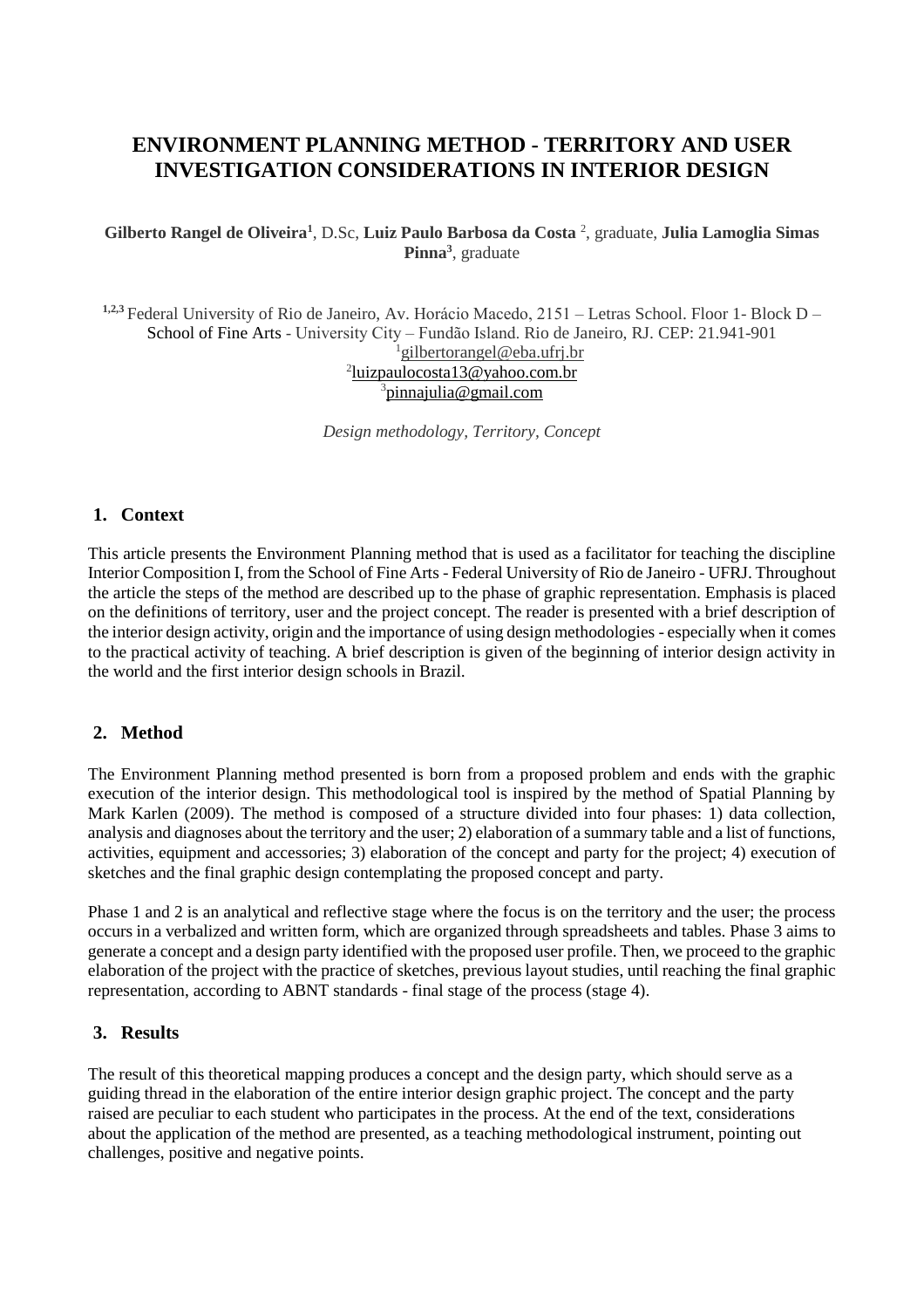# ENVIRONMENT PLANNING METHOD - TERRITORY AND USER INVESTIGATION CONSIDERATIONS IN INTERIOR DESIGN

**Gilberto Rangel de Oliveira**[1], D.Sc, **Luiz Paulo Barbosa da Costa** [2], graduate, **Julia Lamoglia Simas Pinna**[3], graduate

[1,2,3] Federal University of Rio de Janeiro, Av. Horácio Macedo, 2151 – Letras School. Floor 1- Block D – School of Fine Arts - University City – Fundão Island. Rio de Janeiro, RJ. CEP: 21.941-901
[1]gilbertorangel@eba.ufrj.br
[2]luizpaulocosta13@yahoo.com.br
[3]pinnajulia@gmail.com

*Design methodology, Territory, Concept*

## 1. Context

This article presents the Environment Planning method that is used as a facilitator for teaching the discipline Interior Composition I, from the School of Fine Arts - Federal University of Rio de Janeiro - UFRJ. Throughout the article the steps of the method are described up to the phase of graphic representation. Emphasis is placed on the definitions of territory, user and the project concept. The reader is presented with a brief description of the interior design activity, origin and the importance of using design methodologies - especially when it comes to the practical activity of teaching. A brief description is given of the beginning of interior design activity in the world and the first interior design schools in Brazil.

## 2. Method

The Environment Planning method presented is born from a proposed problem and ends with the graphic execution of the interior design. This methodological tool is inspired by the method of Spatial Planning by Mark Karlen (2009). The method is composed of a structure divided into four phases: 1) data collection, analysis and diagnoses about the territory and the user; 2) elaboration of a summary table and a list of functions, activities, equipment and accessories; 3) elaboration of the concept and party for the project; 4) execution of sketches and the final graphic design contemplating the proposed concept and party.

Phase 1 and 2 is an analytical and reflective stage where the focus is on the territory and the user; the process occurs in a verbalized and written form, which are organized through spreadsheets and tables. Phase 3 aims to generate a concept and a design party identified with the proposed user profile. Then, we proceed to the graphic elaboration of the project with the practice of sketches, previous layout studies, until reaching the final graphic representation, according to ABNT standards - final stage of the process (stage 4).

## 3. Results

The result of this theoretical mapping produces a concept and the design party, which should serve as a guiding thread in the elaboration of the entire interior design graphic project. The concept and the party raised are peculiar to each student who participates in the process. At the end of the text, considerations about the application of the method are presented, as a teaching methodological instrument, pointing out challenges, positive and negative points.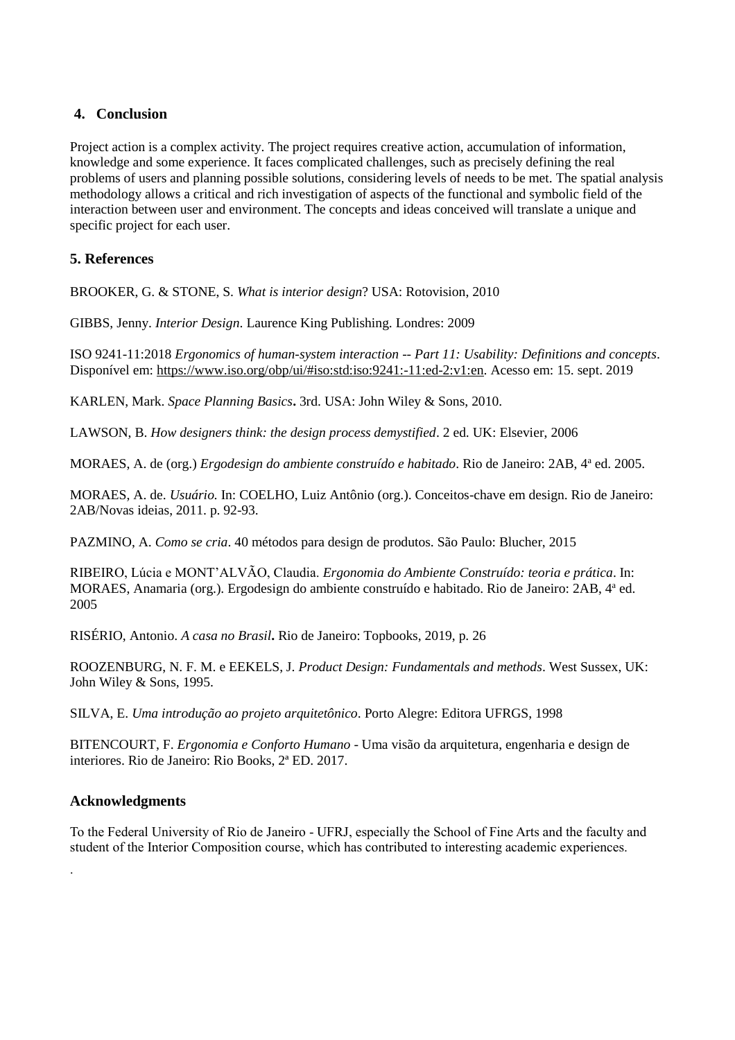## 4. Conclusion

Project action is a complex activity. The project requires creative action, accumulation of information, knowledge and some experience. It faces complicated challenges, such as precisely defining the real problems of users and planning possible solutions, considering levels of needs to be met. The spatial analysis methodology allows a critical and rich investigation of aspects of the functional and symbolic field of the interaction between user and environment. The concepts and ideas conceived will translate a unique and specific project for each user.

## 5. References

BROOKER, G. & STONE, S. *What is interior design*? USA: Rotovision, 2010

GIBBS, Jenny. *Interior Design*. Laurence King Publishing. Londres: 2009

ISO 9241-11:2018 *Ergonomics of human-system interaction -- Part 11: Usability: Definitions and concepts*. Disponível em: https://www.iso.org/obp/ui/#iso:std:iso:9241:-11:ed-2:v1:en. Acesso em: 15. sept. 2019

KARLEN, Mark. *Space Planning Basics***.** 3rd. USA: John Wiley & Sons, 2010.

LAWSON, B. *How designers think: the design process demystified*. 2 ed. UK: Elsevier, 2006

MORAES, A. de (org.) *Ergodesign do ambiente construído e habitado*. Rio de Janeiro: 2AB, 4ª ed. 2005.

MORAES, A. de. *Usuário.* In: COELHO, Luiz Antônio (org.). Conceitos-chave em design. Rio de Janeiro: 2AB/Novas ideias, 2011. p. 92-93.

PAZMINO, A. *Como se cria*. 40 métodos para design de produtos. São Paulo: Blucher, 2015

RIBEIRO, Lúcia e MONT'ALVÃO, Claudia. *Ergonomia do Ambiente Construído: teoria e prática*. In: MORAES, Anamaria (org.). Ergodesign do ambiente construído e habitado. Rio de Janeiro: 2AB, 4ª ed. 2005

RISÉRIO, Antonio. *A casa no Brasil***.** Rio de Janeiro: Topbooks, 2019, p. 26

ROOZENBURG, N. F. M. e EEKELS, J. *Product Design: Fundamentals and methods*. West Sussex, UK: John Wiley & Sons, 1995.

SILVA, E. *Uma introdução ao projeto arquitetônico*. Porto Alegre: Editora UFRGS, 1998

BITENCOURT, F. *Ergonomia e Conforto Humano* - Uma visão da arquitetura, engenharia e design de interiores. Rio de Janeiro: Rio Books, 2ª ED. 2017.

## Acknowledgments

To the Federal University of Rio de Janeiro - UFRJ, especially the School of Fine Arts and the faculty and student of the Interior Composition course, which has contributed to interesting academic experiences.